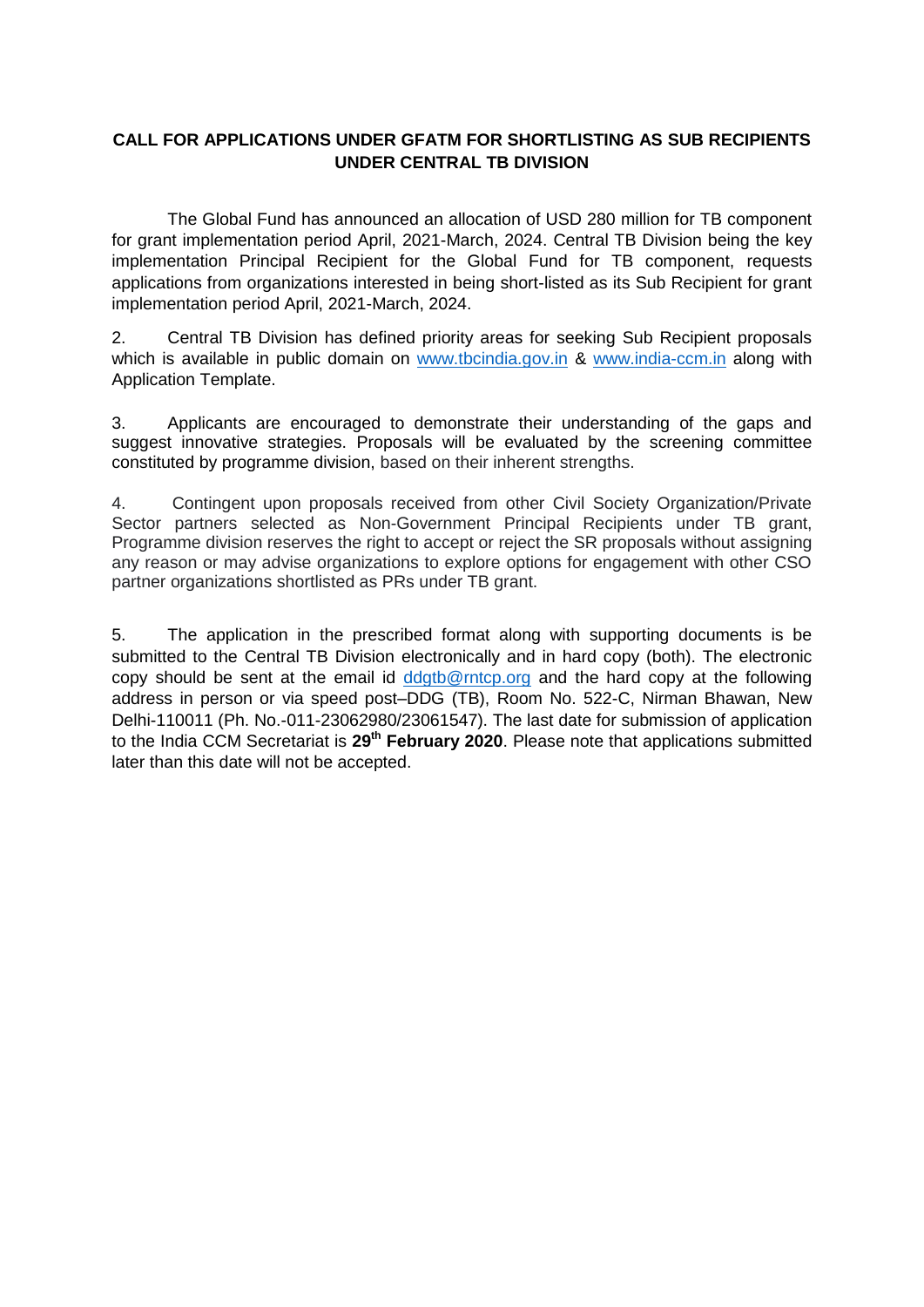**CALL FOR APPLICATIONS UNDER GFATM FOR SHORTLISTING AS SUB RECIPIENTS UNDER CENTRAL TB DIVISION**

The Global Fund has announced an allocation of USD 280 million for TB component for grant implementation period April, 2021-March, 2024. Central TB Division being the key implementation Principal Recipient for the Global Fund for TB component, requests applications from organizations interested in being short-listed as its Sub Recipient for grant implementation period April, 2021-March, 2024.

2. Central TB Division has defined priority areas for seeking Sub Recipient proposals which is available in public domain on www.tbcindia.gov.in & www.india-ccm.in along with Application Template.

3. Applicants are encouraged to demonstrate their understanding of the gaps and suggest innovative strategies. Proposals will be evaluated by the screening committee constituted by programme division, based on their inherent strengths.

4. Contingent upon proposals received from other Civil Society Organization/Private Sector partners selected as Non-Government Principal Recipients under TB grant, Programme division reserves the right to accept or reject the SR proposals without assigning any reason or may advise organizations to explore options for engagement with other CSO partner organizations shortlisted as PRs under TB grant.

5. The application in the prescribed format along with supporting documents is be submitted to the Central TB Division electronically and in hard copy (both). The electronic copy should be sent at the email id ddgtb@rntcp.org and the hard copy at the following address in person or via speed post–DDG (TB), Room No. 522-C, Nirman Bhawan, New Delhi-110011 (Ph. No.-011-23062980/23061547). The last date for submission of application to the India CCM Secretariat is **29th February 2020**. Please note that applications submitted later than this date will not be accepted.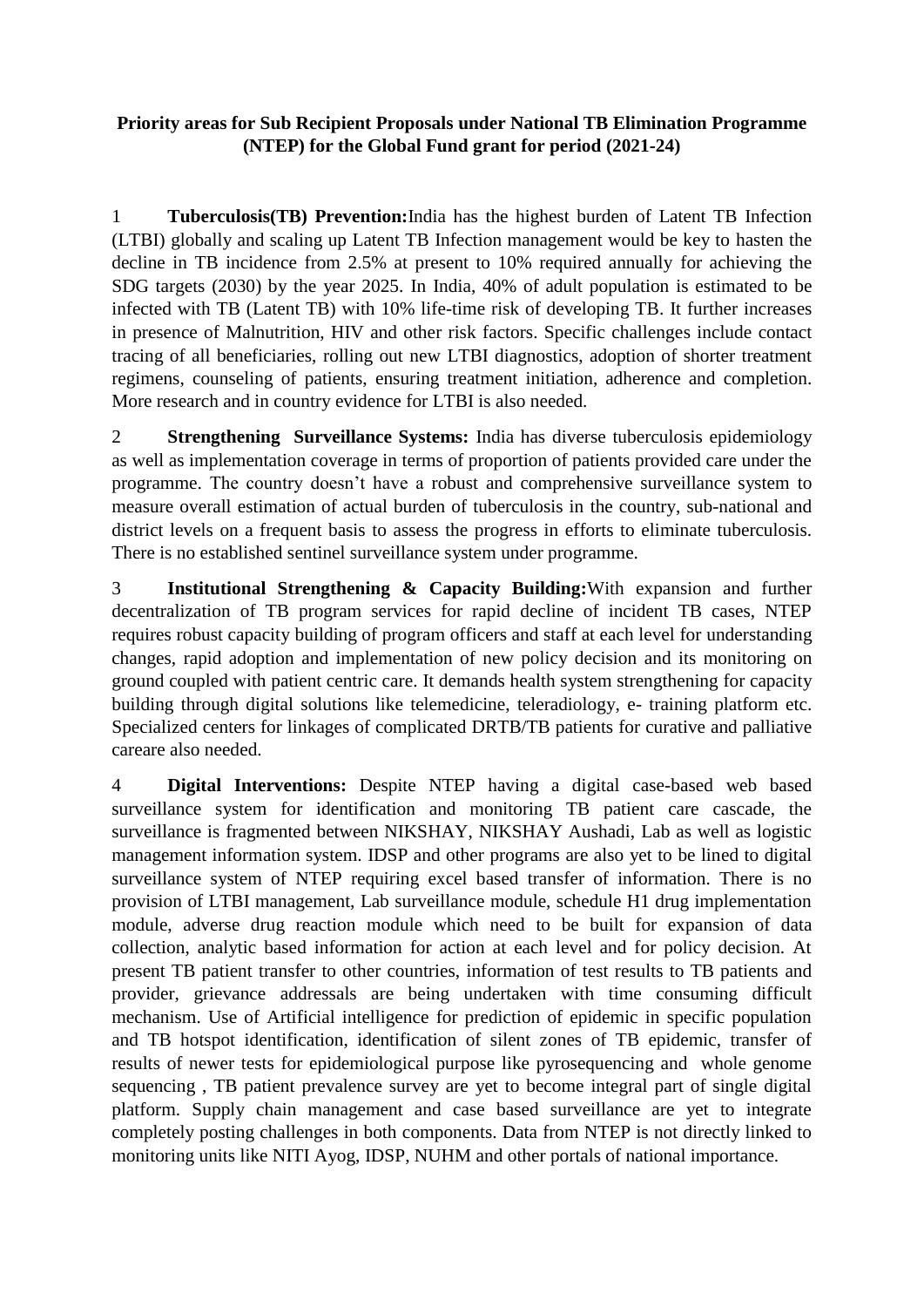**Priority areas for Sub Recipient Proposals under National TB Elimination Programme (NTEP) for the Global Fund grant for period (2021-24)**

1 **Tuberculosis(TB) Prevention:**India has the highest burden of Latent TB Infection (LTBI) globally and scaling up Latent TB Infection management would be key to hasten the decline in TB incidence from 2.5% at present to 10% required annually for achieving the SDG targets (2030) by the year 2025. In India, 40% of adult population is estimated to be infected with TB (Latent TB) with 10% life-time risk of developing TB. It further increases in presence of Malnutrition, HIV and other risk factors. Specific challenges include contact tracing of all beneficiaries, rolling out new LTBI diagnostics, adoption of shorter treatment regimens, counseling of patients, ensuring treatment initiation, adherence and completion. More research and in country evidence for LTBI is also needed.

2 **Strengthening Surveillance Systems:** India has diverse tuberculosis epidemiology as well as implementation coverage in terms of proportion of patients provided care under the programme. The country doesn't have a robust and comprehensive surveillance system to measure overall estimation of actual burden of tuberculosis in the country, sub-national and district levels on a frequent basis to assess the progress in efforts to eliminate tuberculosis. There is no established sentinel surveillance system under programme.

3 **Institutional Strengthening & Capacity Building:**With expansion and further decentralization of TB program services for rapid decline of incident TB cases, NTEP requires robust capacity building of program officers and staff at each level for understanding changes, rapid adoption and implementation of new policy decision and its monitoring on ground coupled with patient centric care. It demands health system strengthening for capacity building through digital solutions like telemedicine, teleradiology, e- training platform etc. Specialized centers for linkages of complicated DRTB/TB patients for curative and palliative careare also needed.

4 **Digital Interventions:** Despite NTEP having a digital case-based web based surveillance system for identification and monitoring TB patient care cascade, the surveillance is fragmented between NIKSHAY, NIKSHAY Aushadi, Lab as well as logistic management information system. IDSP and other programs are also yet to be lined to digital surveillance system of NTEP requiring excel based transfer of information. There is no provision of LTBI management, Lab surveillance module, schedule H1 drug implementation module, adverse drug reaction module which need to be built for expansion of data collection, analytic based information for action at each level and for policy decision. At present TB patient transfer to other countries, information of test results to TB patients and provider, grievance addressals are being undertaken with time consuming difficult mechanism. Use of Artificial intelligence for prediction of epidemic in specific population and TB hotspot identification, identification of silent zones of TB epidemic, transfer of results of newer tests for epidemiological purpose like pyrosequencing and whole genome sequencing , TB patient prevalence survey are yet to become integral part of single digital platform. Supply chain management and case based surveillance are yet to integrate completely posting challenges in both components. Data from NTEP is not directly linked to monitoring units like NITI Ayog, IDSP, NUHM and other portals of national importance.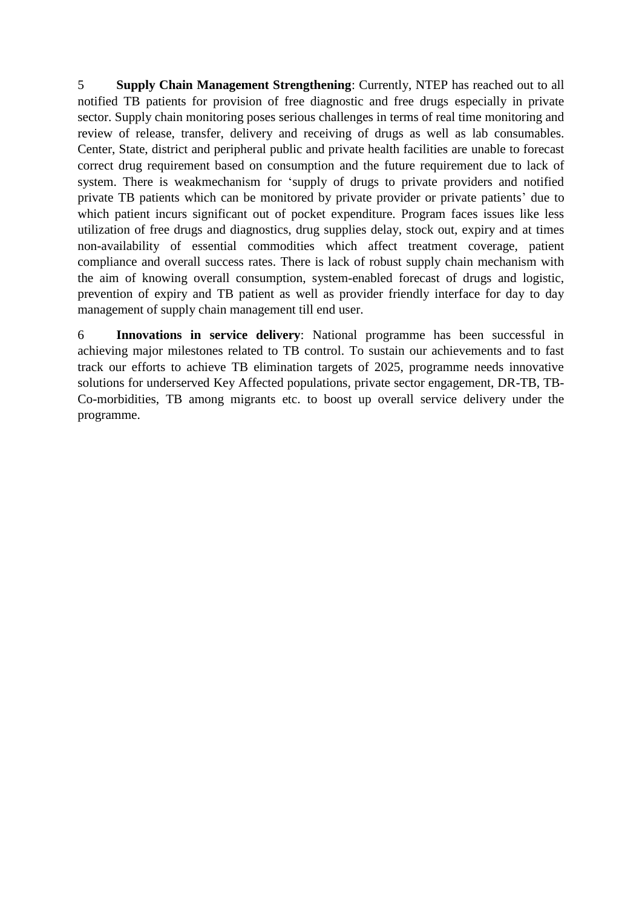5 **Supply Chain Management Strengthening**: Currently, NTEP has reached out to all notified TB patients for provision of free diagnostic and free drugs especially in private sector. Supply chain monitoring poses serious challenges in terms of real time monitoring and review of release, transfer, delivery and receiving of drugs as well as lab consumables. Center, State, district and peripheral public and private health facilities are unable to forecast correct drug requirement based on consumption and the future requirement due to lack of system. There is weakmechanism for 'supply of drugs to private providers and notified private TB patients which can be monitored by private provider or private patients' due to which patient incurs significant out of pocket expenditure. Program faces issues like less utilization of free drugs and diagnostics, drug supplies delay, stock out, expiry and at times non-availability of essential commodities which affect treatment coverage, patient compliance and overall success rates. There is lack of robust supply chain mechanism with the aim of knowing overall consumption, system-enabled forecast of drugs and logistic, prevention of expiry and TB patient as well as provider friendly interface for day to day management of supply chain management till end user.

6 **Innovations in service delivery**: National programme has been successful in achieving major milestones related to TB control. To sustain our achievements and to fast track our efforts to achieve TB elimination targets of 2025, programme needs innovative solutions for underserved Key Affected populations, private sector engagement, DR-TB, TB-Co-morbidities, TB among migrants etc. to boost up overall service delivery under the programme.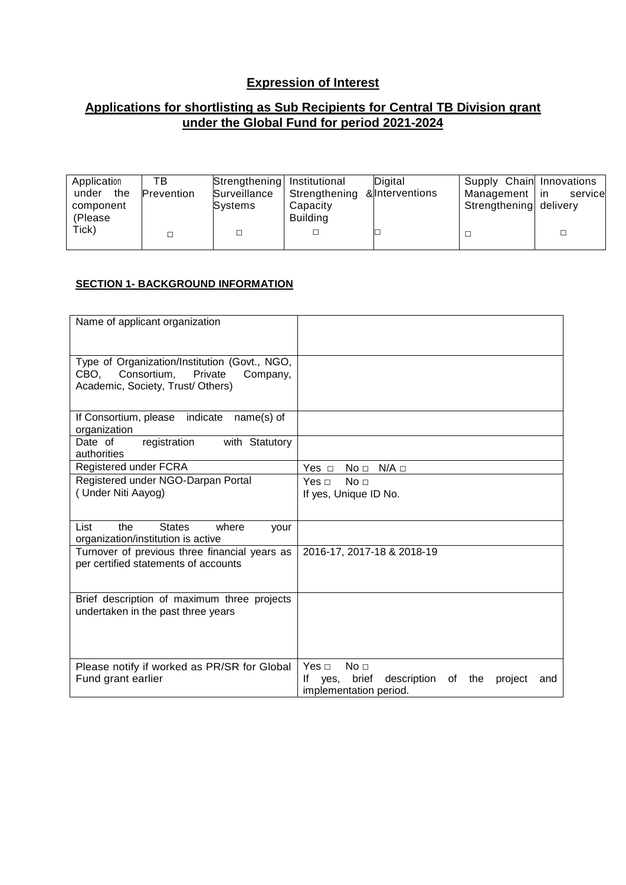## **Expression of Interest**

## **Applications for shortlisting as Sub Recipients for Central TB Division grant under the Global Fund for period 2021-2024**

| Application under the component (Please Tick) | TB Prevention | Strengthening Surveillance Systems | Institutional Strengthening & Capacity Building | Digital Interventions | Supply Chain Management Strengthening | Innovations in service delivery |
|---|---|---|---|---|---|---|
| | □ | □ | □ | □ | □ | □ |

**SECTION 1- BACKGROUND INFORMATION**

| Name of applicant organization | |
|---|---|
| Type of Organization/Institution (Govt., NGO, CBO, Consortium, Private Company, Academic, Society, Trust/ Others) | |
| If Consortium, please indicate name(s) of organization | |
| Date of registration with Statutory authorities | |
| Registered under FCRA | Yes □ No □ N/A □ |
| Registered under NGO-Darpan Portal ( Under Niti Aayog) | Yes □ No □<br>If yes, Unique ID No. |
| List the States where your organization/institution is active | |
| Turnover of previous three financial years as per certified statements of accounts | 2016-17, 2017-18 & 2018-19 |
| Brief description of maximum three projects undertaken in the past three years | |
| Please notify if worked as PR/SR for Global Fund grant earlier | Yes □ No □<br>If yes, brief description of the project and implementation period. |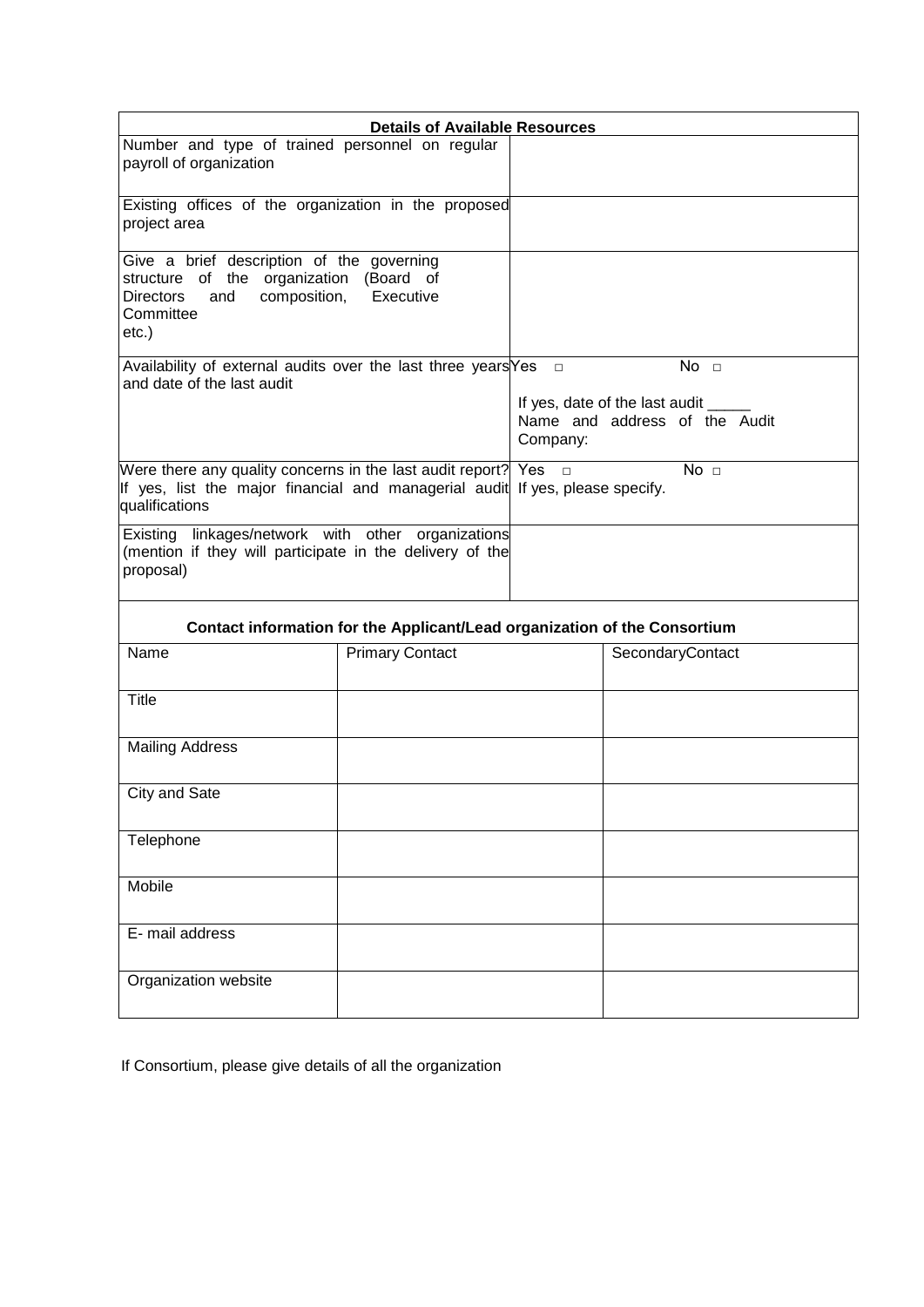| Details of Available Resources | |
|---|---|
| Number and type of trained personnel on regular payroll of organization | |
| Existing offices of the organization in the proposed project area | |
| Give a brief description of the governing structure of the organization (Board of Directors and composition, Executive Committee etc.) | |
| Availability of external audits over the last three years and date of the last audit | Yes □ No □<br><br>If yes, date of the last audit _____<br>Name and address of the Audit Company: |
| Were there any quality concerns in the last audit report? If yes, list the major financial and managerial audit qualifications | Yes □ No □<br>If yes, please specify. |
| Existing linkages/network with other organizations (mention if they will participate in the delivery of the proposal) | |

**Contact information for the Applicant/Lead organization of the Consortium**

| Name | Primary Contact | SecondaryContact |
|---|---|---|
| Title | | |
| Mailing Address | | |
| City and Sate | | |
| Telephone | | |
| Mobile | | |
| E- mail address | | |
| Organization website | | |

If Consortium, please give details of all the organization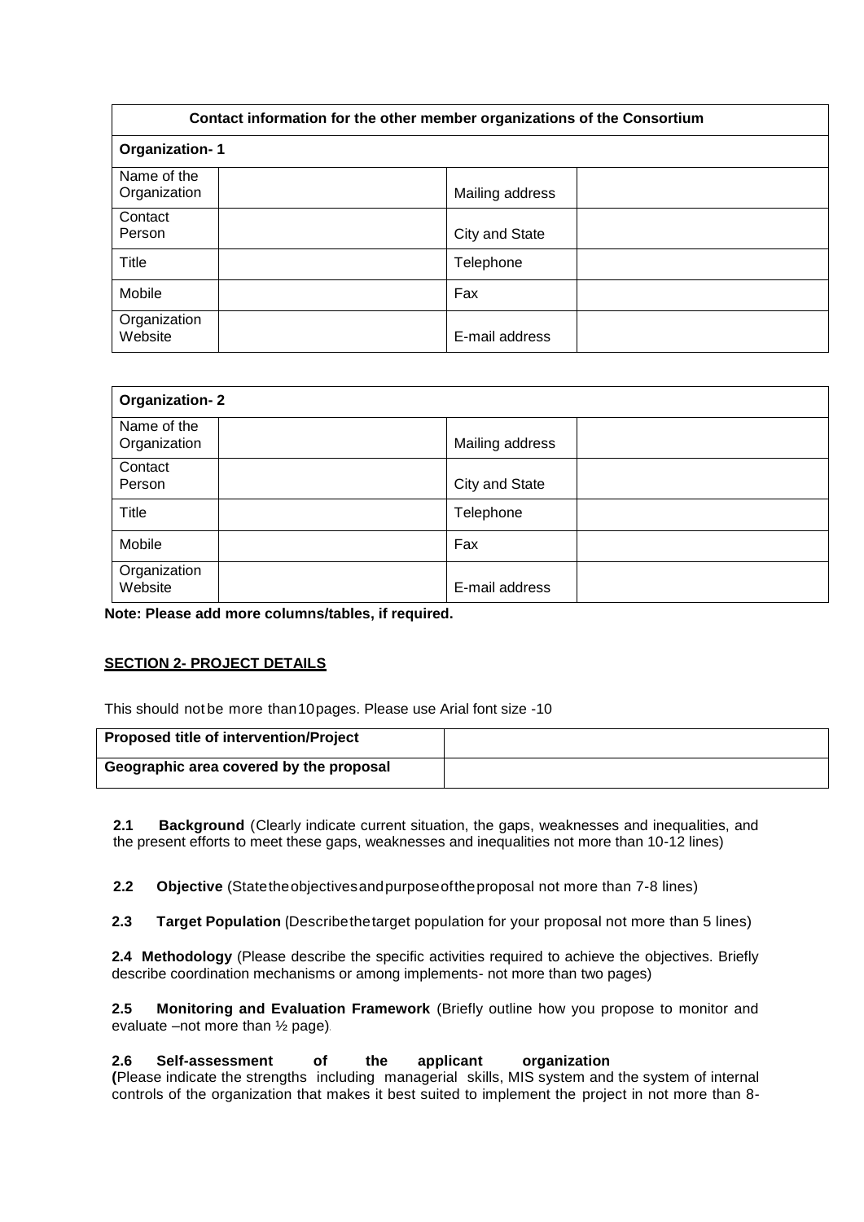| Contact information for the other member organizations of the Consortium | | | |
|---|---|---|---|
| **Organization- 1** | | | |
| Name of the Organization | | Mailing address | |
| Contact Person | | City and State | |
| Title | | Telephone | |
| Mobile | | Fax | |
| Organization Website | | E-mail address | |

| **Organization- 2** | | | |
|---|---|---|---|
| Name of the Organization | | Mailing address | |
| Contact Person | | City and State | |
| Title | | Telephone | |
| Mobile | | Fax | |
| Organization Website | | E-mail address | |

**Note: Please add more columns/tables, if required.**

## SECTION 2- PROJECT DETAILS

This should not be more than 10 pages. Please use Arial font size -10

| **Proposed title of intervention/Project** | |
|---|---|
| **Geographic area covered by the proposal** | |

**2.1 Background** (Clearly indicate current situation, the gaps, weaknesses and inequalities, and the present efforts to meet these gaps, weaknesses and inequalities not more than 10-12 lines)

**2.2 Objective** (State the objectives and purpose of the proposal not more than 7-8 lines)

**2.3 Target Population** (Describe the target population for your proposal not more than 5 lines)

**2.4 Methodology** (Please describe the specific activities required to achieve the objectives. Briefly describe coordination mechanisms or among implements- not more than two pages)

**2.5 Monitoring and Evaluation Framework** (Briefly outline how you propose to monitor and evaluate –not more than ½ page)

**2.6 Self-assessment of the applicant organization**
**(**Please indicate the strengths including managerial skills, MIS system and the system of internal controls of the organization that makes it best suited to implement the project in not more than 8-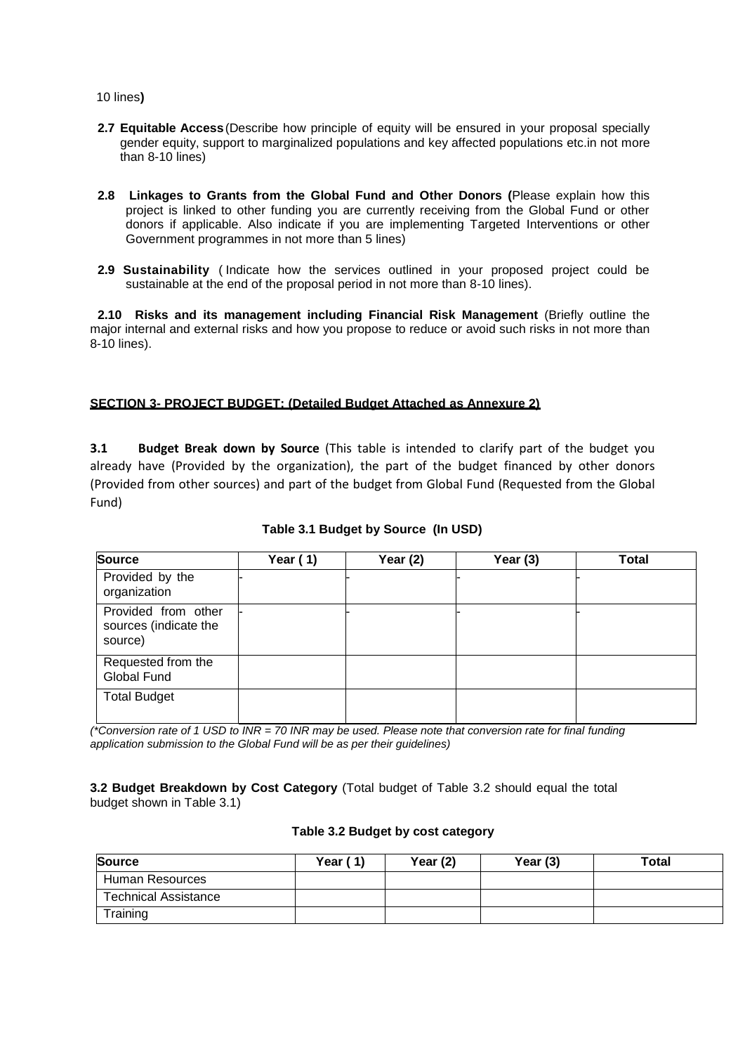10 lines**)**

**2.7 Equitable Access** (Describe how principle of equity will be ensured in your proposal specially gender equity, support to marginalized populations and key affected populations etc.in not more than 8-10 lines)

**2.8 Linkages to Grants from the Global Fund and Other Donors (**Please explain how this project is linked to other funding you are currently receiving from the Global Fund or other donors if applicable. Also indicate if you are implementing Targeted Interventions or other Government programmes in not more than 5 lines)

**2.9 Sustainability** ( Indicate how the services outlined in your proposed project could be sustainable at the end of the proposal period in not more than 8-10 lines).

**2.10 Risks and its management including Financial Risk Management** (Briefly outline the major internal and external risks and how you propose to reduce or avoid such risks in not more than 8-10 lines).

**SECTION 3- PROJECT BUDGET: (Detailed Budget Attached as Annexure 2)**

**3.1 Budget Break down by Source** (This table is intended to clarify part of the budget you already have (Provided by the organization), the part of the budget financed by other donors (Provided from other sources) and part of the budget from Global Fund (Requested from the Global Fund)

**Table 3.1 Budget by Source (In USD)**

| Source | Year ( 1) | Year (2) | Year (3) | Total |
|---|---|---|---|---|
| Provided by the organization | - | - | - | - |
| Provided from other sources (indicate the source) | - | - | - | - |
| Requested from the Global Fund | | | | |
| Total Budget | | | | |

*(\*Conversion rate of 1 USD to INR = 70 INR may be used. Please note that conversion rate for final funding application submission to the Global Fund will be as per their guidelines)*

**3.2 Budget Breakdown by Cost Category** (Total budget of Table 3.2 should equal the total budget shown in Table 3.1)

**Table 3.2 Budget by cost category**

| Source | Year ( 1) | Year (2) | Year (3) | Total |
|---|---|---|---|---|
| Human Resources | | | | |
| Technical Assistance | | | | |
| Training | | | | |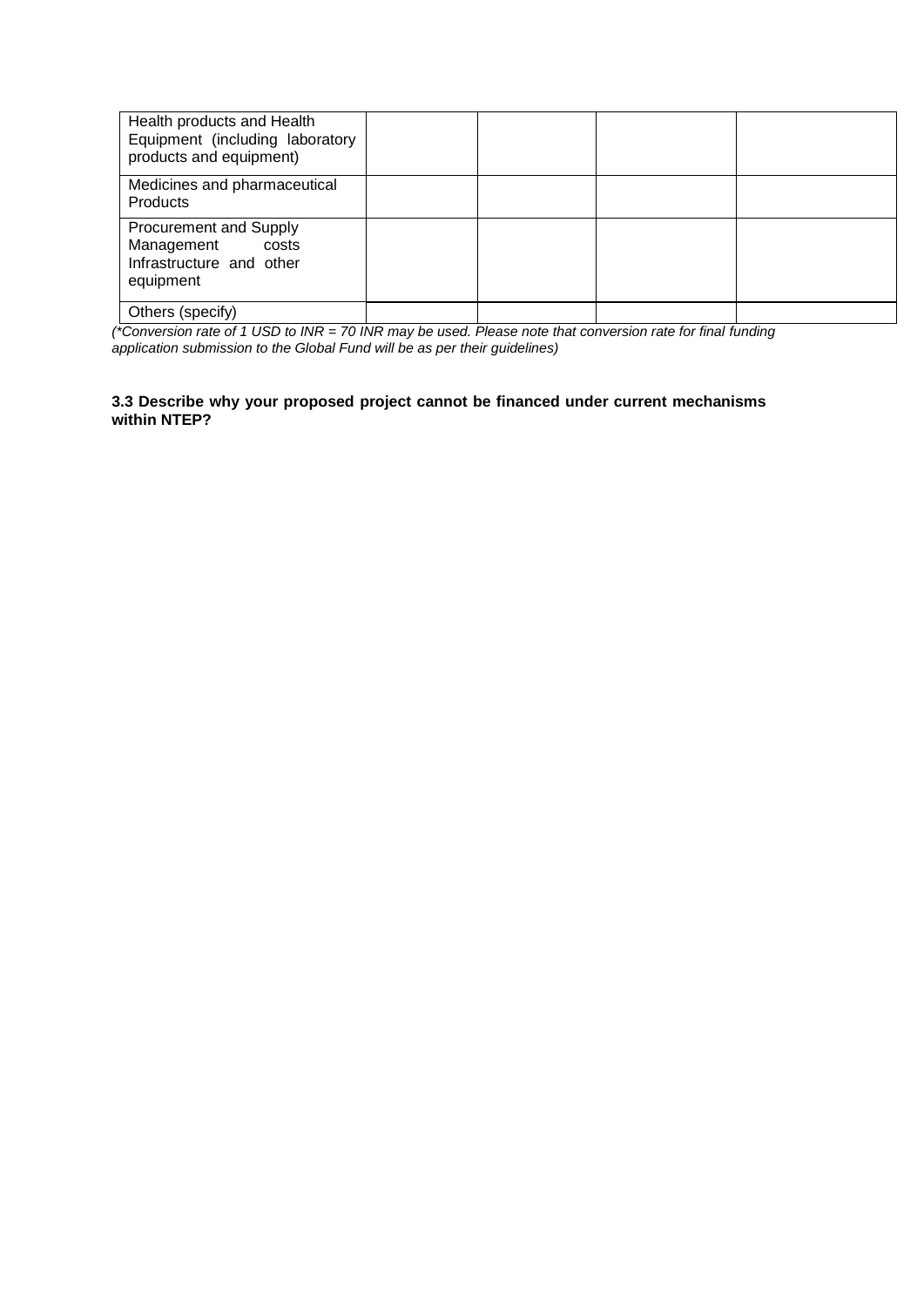| | | | | |
|---|---|---|---|---|
| Health products and Health Equipment (including laboratory products and equipment) | | | | |
| Medicines and pharmaceutical Products | | | | |
| Procurement and Supply Management costs Infrastructure and other equipment | | | | |
| Others (specify) | | | | |

*(\*Conversion rate of 1 USD to INR = 70 INR may be used. Please note that conversion rate for final funding application submission to the Global Fund will be as per their guidelines)*

**3.3 Describe why your proposed project cannot be financed under current mechanisms within NTEP?**